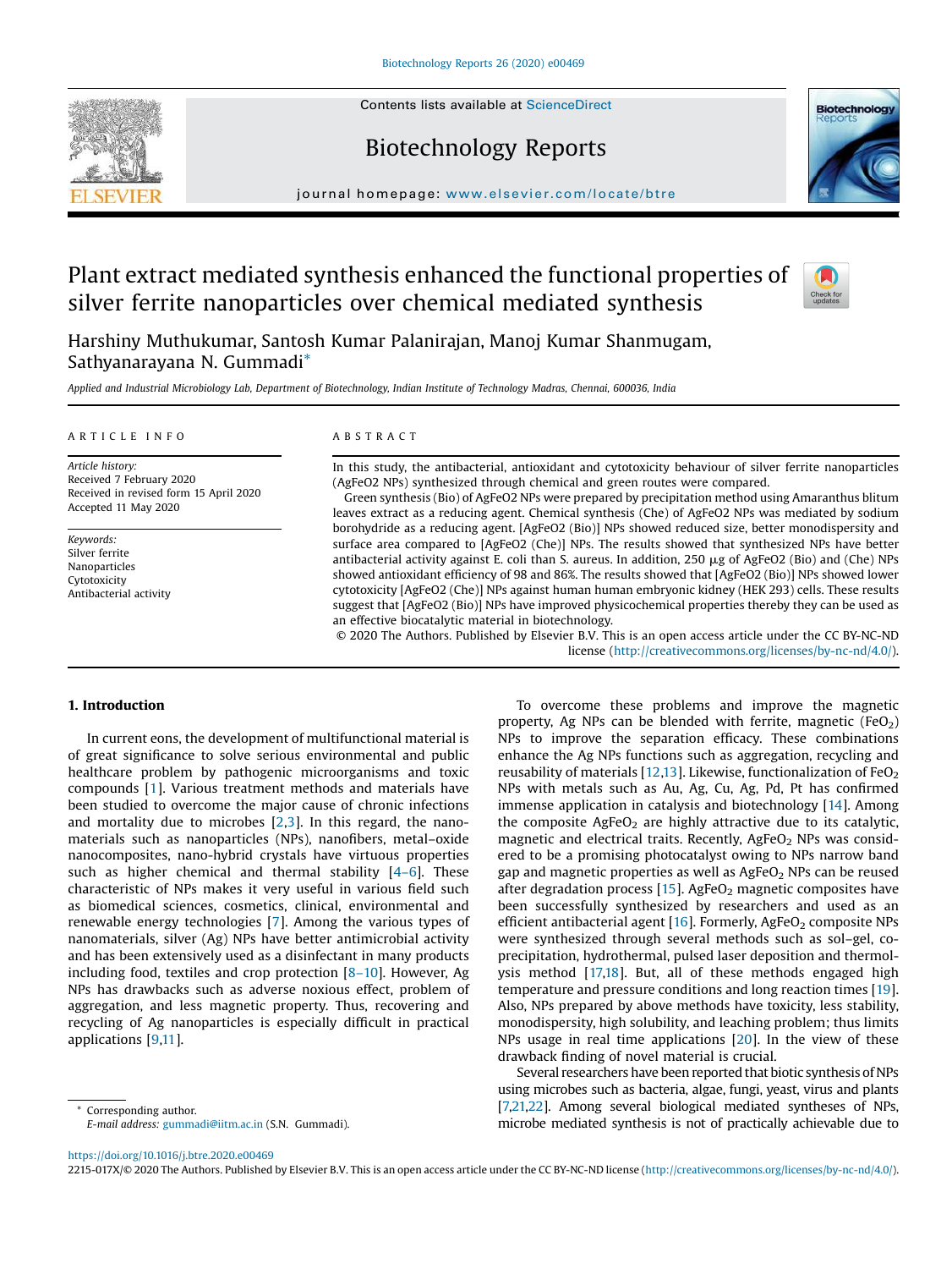# Plant extract mediated synthesis enhanced the functional properties of silver ferrite nanoparticles over chemical mediated synthesis

Harshiny Muthukumar, Santosh Kumar Palanirajan, Manoj Kumar Shanmugam, Sathyanarayana N. Gummadi*

*Applied and Industrial Microbiology Lab, Department of Biotechnology, Indian Institute of Technology Madras, Chennai, 600036, India*

**ARTICLE INFO**

*Article history:*
Received 7 February 2020
Received in revised form 15 April 2020
Accepted 11 May 2020

*Keywords:*
Silver ferrite
Nanoparticles
Cytotoxicity
Antibacterial activity

**ABSTRACT**

In this study, the antibacterial, antioxidant and cytotoxicity behaviour of silver ferrite nanoparticles (AgFeO2 NPs) synthesized through chemical and green routes were compared.

Green synthesis (Bio) of AgFeO2 NPs were prepared by precipitation method using Amaranthus blitum leaves extract as a reducing agent. Chemical synthesis (Che) of AgFeO2 NPs was mediated by sodium borohydride as a reducing agent. [AgFeO2 (Bio)] NPs showed reduced size, better monodispersity and surface area compared to [AgFeO2 (Che)] NPs. The results showed that synthesized NPs have better antibacterial activity against E. coli than S. aureus. In addition, 250 µg of AgFeO2 (Bio) and (Che) NPs showed antioxidant efficiency of 98 and 86%. The results showed that [AgFeO2 (Bio)] NPs showed lower cytotoxicity [AgFeO2 (Che)] NPs against human human embryonic kidney (HEK 293) cells. These results suggest that [AgFeO2 (Bio)] NPs have improved physicochemical properties thereby they can be used as an effective biocatalytic material in biotechnology.

© 2020 The Authors. Published by Elsevier B.V. This is an open access article under the CC BY-NC-ND license (http://creativecommons.org/licenses/by-nc-nd/4.0/).

## 1. Introduction

In current eons, the development of multifunctional material is of great significance to solve serious environmental and public healthcare problem by pathogenic microorganisms and toxic compounds [1]. Various treatment methods and materials have been studied to overcome the major cause of chronic infections and mortality due to microbes [2,3]. In this regard, the nanomaterials such as nanoparticles (NPs), nanofibers, metal–oxide nanocomposites, nano-hybrid crystals have virtuous properties such as higher chemical and thermal stability [4–6]. These characteristic of NPs makes it very useful in various field such as biomedical sciences, cosmetics, clinical, environmental and renewable energy technologies [7]. Among the various types of nanomaterials, silver (Ag) NPs have better antimicrobial activity and has been extensively used as a disinfectant in many products including food, textiles and crop protection [8–10]. However, Ag NPs has drawbacks such as adverse noxious effect, problem of aggregation, and less magnetic property. Thus, recovering and recycling of Ag nanoparticles is especially difficult in practical applications [9,11].

To overcome these problems and improve the magnetic property, Ag NPs can be blended with ferrite, magnetic ($FeO_2$) NPs to improve the separation efficacy. These combinations enhance the Ag NPs functions such as aggregation, recycling and reusability of materials [12,13]. Likewise, functionalization of $FeO_2$ NPs with metals such as Au, Ag, Cu, Ag, Pd, Pt has confirmed immense application in catalysis and biotechnology [14]. Among the composite $AgFeO_2$ are highly attractive due to its catalytic, magnetic and electrical traits. Recently, $AgFeO_2$ NPs was considered to be a promising photocatalyst owing to NPs narrow band gap and magnetic properties as well as $AgFeO_2$ NPs can be reused after degradation process [15]. $AgFeO_2$ magnetic composites have been successfully synthesized by researchers and used as an efficient antibacterial agent [16]. Formerly, $AgFeO_2$ composite NPs were synthesized through several methods such as sol–gel, co-precipitation, hydrothermal, pulsed laser deposition and thermolysis method [17,18]. But, all of these methods engaged high temperature and pressure conditions and long reaction times [19]. Also, NPs prepared by above methods have toxicity, less stability, monodispersity, high solubility, and leaching problem; thus limits NPs usage in real time applications [20]. In the view of these drawback finding of novel material is crucial.

Several researchers have been reported that biotic synthesis of NPs using microbes such as bacteria, algae, fungi, yeast, virus and plants [7,21,22]. Among several biological mediated syntheses of NPs, microbe mediated synthesis is not of practically achievable due to

* Corresponding author.
E-mail address: gummadi@iitm.ac.in (S.N. Gummadi).

https://doi.org/10.1016/j.btre.2020.e00469
2215-017X/© 2020 The Authors. Published by Elsevier B.V. This is an open access article under the CC BY-NC-ND license (http://creativecommons.org/licenses/by-nc-nd/4.0/).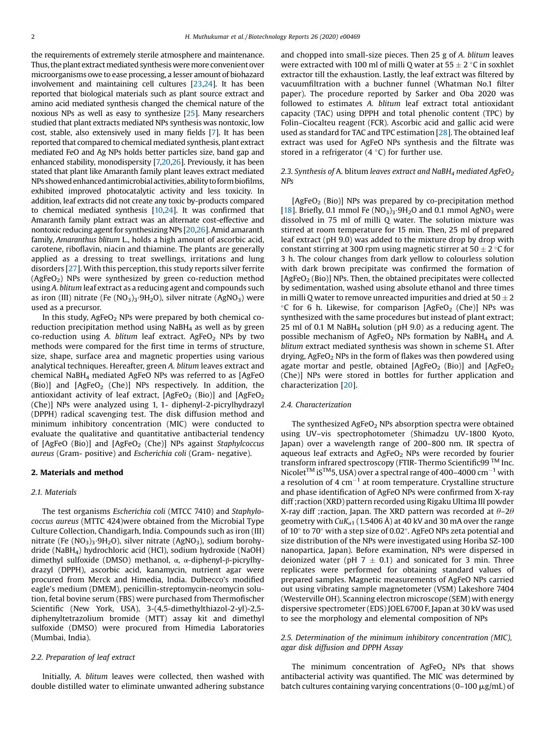the requirements of extremely sterile atmosphere and maintenance. Thus, the plant extract mediated synthesis were more convenient over microorganisms owe to ease processing, a lesser amount of biohazard involvement and maintaining cell cultures [23,24]. It has been reported that biological materials such as plant source extract and amino acid mediated synthesis changed the chemical nature of the noxious NPs as well as easy to synthesize [25]. Many researchers studied that plant extracts mediated NPs synthesis was nontoxic, low cost, stable, also extensively used in many fields [7]. It has been reported that compared to chemical mediated synthesis, plant extract mediated FeO and Ag NPs holds better particles size, band gap and enhanced stability, monodispersity [7,20,26]. Previously, it has been stated that plant like Amaranth family plant leaves extract mediated NPs showed enhanced antimicrobial activities, ability to form biofilms, exhibited improved photocatalytic activity and less toxicity. In addition, leaf extracts did not create any toxic by-products compared to chemical mediated synthesis [10,24]. It was confirmed that Amaranth family plant extract was an alternate cost-effective and nontoxic reducing agent for synthesizing NPs [20,26]. Amid amaranth family, *Amaranthus blitum* L., holds a high amount of ascorbic acid, carotene, riboflavin, niacin and thiamine. The plants are generally applied as a dressing to treat swellings, irritations and lung disorders [27]. With this perception, this study reports silver ferrite ($AgFeO_2$) NPs were synthesized by green co-reduction method using *A. blitum* leaf extract as a reducing agent and compounds such as iron (III) nitrate ($Fe(NO_3)_3{\cdot}9H_2O$), silver nitrate ($AgNO_3$) were used as a precursor.

In this study, $AgFeO_2$ NPs were prepared by both chemical co-reduction precipitation method using $NaBH_4$ as well as by green co-reduction using *A. blitum* leaf extract. $AgFeO_2$ NPs by two methods were compared for the first time in terms of structure, size, shape, surface area and magnetic properties using various analytical techniques. Hereafter, green *A. blitum* leaves extract and chemical $NaBH_4$ mediated AgFeO NPs was referred to as [AgFeO (Bio)] and [$AgFeO_2$ (Che)] NPs respectively. In addition, the antioxidant activity of leaf extract, [$AgFeO_2$ (Bio)] and [$AgFeO_2$ (Che)] NPs were analyzed using 1, 1- diphenyl-2-picrylhydrazyl (DPPH) radical scavenging test. The disk diffusion method and minimum inhibitory concentration (MIC) were conducted to evaluate the qualitative and quantitative antibacterial tendency of [AgFeO (Bio)] and [$AgFeO_2$ (Che)] NPs against *Staphylcoccus aureus* (Gram- positive) and *Escherichia coli* (Gram- negative).

## 2. Materials and method

### 2.1. Materials

The test organisms *Escherichia coli* (MTCC 7410) and *Staphylococcus aureus* (MTTC 424)were obtained from the Microbial Type Culture Collection, Chandigarh, India. Compounds such as iron (III) nitrate ($Fe(NO_3)_3{\cdot}9H_2O$), silver nitrate ($AgNO_3$), sodium borohydride ($NaBH_4$) hydrochloric acid (HCl), sodium hydroxide (NaOH) dimethyl sulfoxide (DMSO) methanol, α, α-diphenyl-β-picrylhydrazyl (DPPH), ascorbic acid, kanamycin, nutrient agar were procured from Merck and Himedia, India. Dulbecco's modified eagle's medium (DMEM), penicillin-streptomycin-neomycin solution, fetal bovine serum (FBS) were purchased from Thermofischer Scientific (New York, USA), 3-(4,5-dimethylthiazol-2-yl)-2,5-diphenyltetrazolium bromide (MTT) assay kit and dimethyl sulfoxide (DMSO) were procured from Himedia Laboratories (Mumbai, India).

### 2.2. Preparation of leaf extract

Initially, *A. blitum* leaves were collected, then washed with double distilled water to eliminate unwanted adhering substance and chopped into small-size pieces. Then 25 g of *A. blitum* leaves were extracted with 100 ml of milli Q water at $55 \pm 2$ °C in soxhlet extractor till the exhaustion. Lastly, the leaf extract was filtered by vacuumfiltration with a buchner funnel (Whatman No.1 filter paper). The procedure reported by Sarker and Oba 2020 was followed to estimates *A. blitum* leaf extract total antioxidant capacity (TAC) using DPPH and total phenolic content (TPC) by Folin–Ciocalteu reagent (FCR). Ascorbic acid and gallic acid were used as standard for TAC and TPC estimation [28]. The obtained leaf extract was used for AgFeO NPs synthesis and the filtrate was stored in a refrigerator (4 °C) for further use.

### 2.3. Synthesis of *A.* blitum *leaves extract and $NaBH_4$ mediated $AgFeO_2$ NPs*

[$AgFeO_2$ (Bio)] NPs was prepared by co-precipitation method [18]. Briefly, 0.1 mmol $Fe(NO_3)_3{\cdot}9H_2O$ and 0.1 mmol $AgNO_3$ were dissolved in 75 ml of milli Q water. The solution mixture was stirred at room temperature for 15 min. Then, 25 ml of prepared leaf extract (pH 9.0) was added to the mixture drop by drop with constant stirring at 300 rpm using magnetic stirrer at $50 \pm 2$ °C for 3 h. The colour changes from dark yellow to colourless solution with dark brown precipitate was confirmed the formation of [$AgFeO_2$ (Bio)] NPs. Then, the obtained precipitates were collected by sedimentation, washed using absolute ethanol and three times in milli Q water to remove unreacted impurities and dried at $50 \pm 2$ °C for 6 h. Likewise, for comparison [$AgFeO_2$ (Che)] NPs was synthesized with the same procedures but instead of plant extract; 25 ml of 0.1 M $NaBH_4$ solution (pH 9.0) as a reducing agent. The possible mechanism of $AgFeO_2$ NPs formation by $NaBH_4$ and *A. blitum* extract mediated synthesis was shown in scheme S1. After drying, $AgFeO_2$ NPs in the form of flakes was then powdered using agate mortar and pestle, obtained [$AgFeO_2$ (Bio)] and [$AgFeO_2$ (Che)] NPs were stored in bottles for further application and characterization [20].

### 2.4. Characterization

The synthesized $AgFeO_2$ NPs absorption spectra were obtained using UV–vis spectrophotometer (Shimadzu UV-1800 Kyoto, Japan) over a wavelength range of 200–800 nm. IR spectra of aqueous leaf extracts and $AgFeO_2$ NPs were recorded by fourier transform infrared spectroscopy (FTIR- Thermo Scientific99 ™ Inc. Nicolet™ iS™5, USA) over a spectral range of 400–4000 $cm^{-1}$ with a resolution of 4 $cm^{-1}$ at room temperature. Crystalline structure and phase identification of AgFeO NPs were confirmed from X-ray diff ;raction (XRD) pattern recorded using Rigaku Ultima III powder X-ray diff ;raction, Japan. The XRD pattern was recorded at $\theta$–$2\theta$ geometry with $CuK_{\alpha 1}$ (1.5406 Å) at 40 kV and 30 mA over the range of 10° to 70° with a step size of 0.02°. AgFeO NPs zeta potential and size distribution of the NPs were investigated using Horiba SZ-100 nanopartica, Japan). Before examination, NPs were dispersed in deionized water (pH $7 \pm 0.1$) and sonicated for 3 min. Three replicates were performed for obtaining standard values of prepared samples. Magnetic measurements of AgFeO NPs carried out using vibrating sample magnetometer (VSM) Lakeshore 7404 (Westerville OH). Scanning electron microscope (SEM) with energy dispersive spectrometer (EDS) JOEL 6700 F, Japan at 30 kV was used to see the morphology and elemental composition of NPs

### 2.5. Determination of the minimum inhibitory concentration (MIC), agar disk diffusion and DPPH Assay

The minimum concentration of $AgFeO_2$ NPs that shows antibacterial activity was quantified. The MIC was determined by batch cultures containing varying concentrations (0–100 μg/mL) of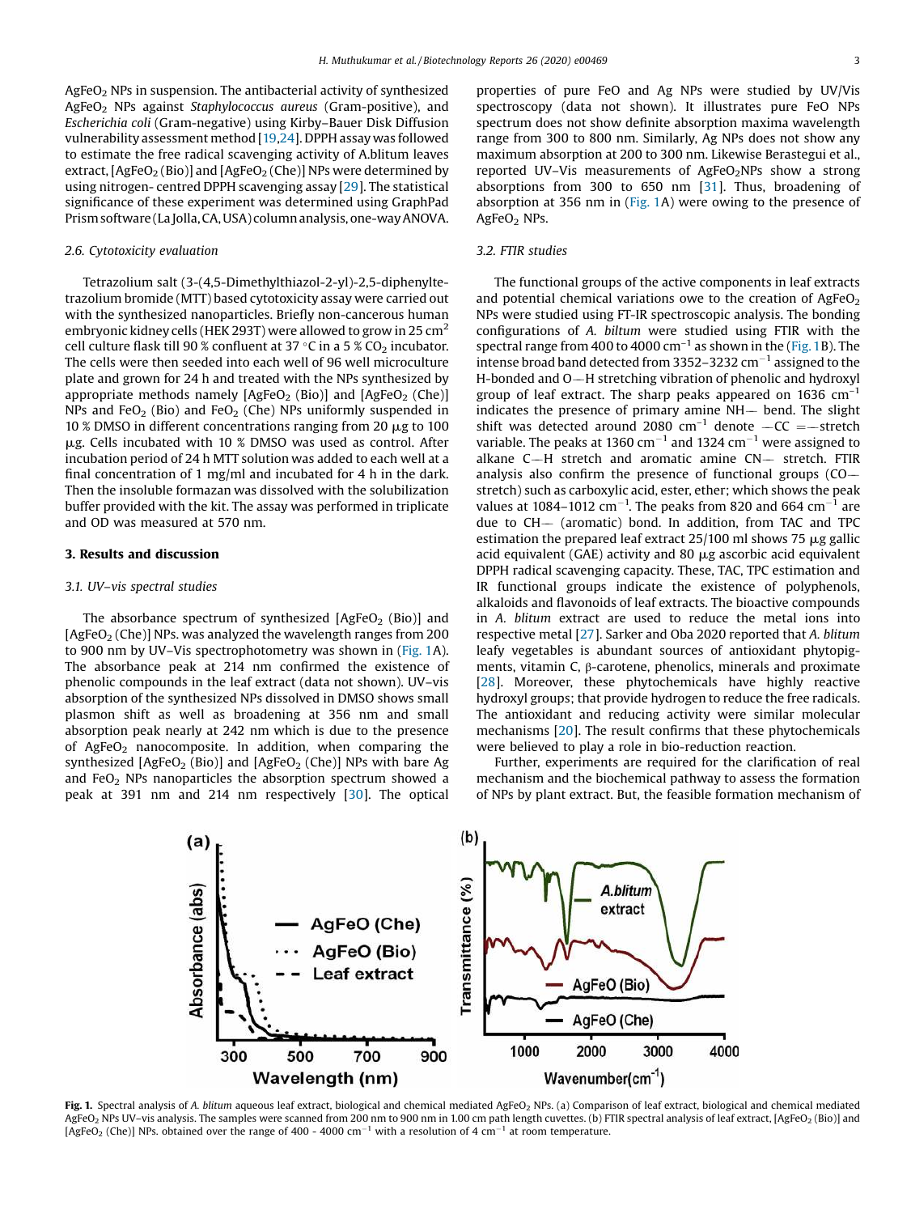$AgFeO_2$ NPs in suspension. The antibacterial activity of synthesized $AgFeO_2$ NPs against *Staphylococcus aureus* (Gram-positive), and *Escherichia coli* (Gram-negative) using Kirby–Bauer Disk Diffusion vulnerability assessment method [19,24]. DPPH assay was followed to estimate the free radical scavenging activity of A.blitum leaves extract, [$AgFeO_2$ (Bio)] and [$AgFeO_2$ (Che)] NPs were determined by using nitrogen- centred DPPH scavenging assay [29]. The statistical significance of these experiment was determined using GraphPad Prism software (La Jolla, CA, USA) column analysis, one-way ANOVA.

### 2.6. Cytotoxicity evaluation

Tetrazolium salt (3-(4,5-Dimethylthiazol-2-yl)-2,5-diphenyltetrazolium bromide (MTT) based cytotoxicity assay were carried out with the synthesized nanoparticles. Briefly non-cancerous human embryonic kidney cells (HEK 293T) were allowed to grow in 25 $cm^2$ cell culture flask till 90 % confluent at 37 °C in a 5 % $CO_2$ incubator. The cells were then seeded into each well of 96 well microculture plate and grown for 24 h and treated with the NPs synthesized by appropriate methods namely [$AgFeO_2$ (Bio)] and [$AgFeO_2$ (Che)] NPs and $FeO_2$ (Bio) and $FeO_2$ (Che) NPs uniformly suspended in 10 % DMSO in different concentrations ranging from 20 μg to 100 μg. Cells incubated with 10 % DMSO was used as control. After incubation period of 24 h MTT solution was added to each well at a final concentration of 1 mg/ml and incubated for 4 h in the dark. Then the insoluble formazan was dissolved with the solubilization buffer provided with the kit. The assay was performed in triplicate and OD was measured at 570 nm.

## 3. Results and discussion

### 3.1. UV–vis spectral studies

The absorbance spectrum of synthesized [$AgFeO_2$ (Bio)] and [$AgFeO_2$ (Che)] NPs. was analyzed the wavelength ranges from 200 to 900 nm by UV–Vis spectrophotometry was shown in (Fig. 1A). The absorbance peak at 214 nm confirmed the existence of phenolic compounds in the leaf extract (data not shown). UV–vis absorption of the synthesized NPs dissolved in DMSO shows small plasmon shift as well as broadening at 356 nm and small absorption peak nearly at 242 nm which is due to the presence of $AgFeO_2$ nanocomposite. In addition, when comparing the synthesized [$AgFeO_2$ (Bio)] and [$AgFeO_2$ (Che)] NPs with bare Ag and $FeO_2$ NPs nanoparticles the absorption spectrum showed a peak at 391 nm and 214 nm respectively [30]. The optical properties of pure FeO and Ag NPs were studied by UV/Vis spectroscopy (data not shown). It illustrates pure FeO NPs spectrum does not show definite absorption maxima wavelength range from 300 to 800 nm. Similarly, Ag NPs does not show any maximum absorption at 200 to 300 nm. Likewise Berastegui et al., reported UV–Vis measurements of $AgFeO_2$NPs show a strong absorptions from 300 to 650 nm [31]. Thus, broadening of absorption at 356 nm in (Fig. 1A) were owing to the presence of $AgFeO_2$ NPs.

### 3.2. FTIR studies

The functional groups of the active components in leaf extracts and potential chemical variations owe to the creation of $AgFeO_2$ NPs were studied using FT-IR spectroscopic analysis. The bonding configurations of *A. biltum* were studied using FTIR with the spectral range from 400 to 4000 $cm^{-1}$ as shown in the (Fig. 1B). The intense broad band detected from 3352–3232 $cm^{-1}$ assigned to the H-bonded and O—H stretching vibration of phenolic and hydroxyl group of leaf extract. The sharp peaks appeared on 1636 $cm^{-1}$ indicates the presence of primary amine NH— bend. The slight shift was detected around 2080 $cm^{-1}$ denote —CC =—stretch variable. The peaks at 1360 $cm^{-1}$ and 1324 $cm^{-1}$ were assigned to alkane C—H stretch and aromatic amine CN— stretch. FTIR analysis also confirm the presence of functional groups (CO— stretch) such as carboxylic acid, ester, ether; which shows the peak values at 1084–1012 $cm^{-1}$. The peaks from 820 and 664 $cm^{-1}$ are due to CH— (aromatic) bond. In addition, from TAC and TPC estimation the prepared leaf extract 25/100 ml shows 75 μg gallic acid equivalent (GAE) activity and 80 μg ascorbic acid equivalent DPPH radical scavenging capacity. These, TAC, TPC estimation and IR functional groups indicate the existence of polyphenols, alkaloids and flavonoids of leaf extracts. The bioactive compounds in *A. blitum* extract are used to reduce the metal ions into respective metal [27]. Sarker and Oba 2020 reported that *A. blitum* leafy vegetables is abundant sources of antioxidant phytopigments, vitamin C, β-carotene, phenolics, minerals and proximate [28]. Moreover, these phytochemicals have highly reactive hydroxyl groups; that provide hydrogen to reduce the free radicals. The antioxidant and reducing activity were similar molecular mechanisms [20]. The result confirms that these phytochemicals were believed to play a role in bio-reduction reaction.

Further, experiments are required for the clarification of real mechanism and the biochemical pathway to assess the formation of NPs by plant extract. But, the feasible formation mechanism of

**Fig. 1.** Spectral analysis of *A. blitum* aqueous leaf extract, biological and chemical mediated $AgFeO_2$ NPs. (a) Comparison of leaf extract, biological and chemical mediated $AgFeO_2$ NPs UV–vis analysis. The samples were scanned from 200 nm to 900 nm in 1.00 cm path length cuvettes. (b) FTIR spectral analysis of leaf extract, [$AgFeO_2$ (Bio)] and [$AgFeO_2$ (Che)] NPs. obtained over the range of 400 - 4000 $cm^{-1}$ with a resolution of 4 $cm^{-1}$ at room temperature.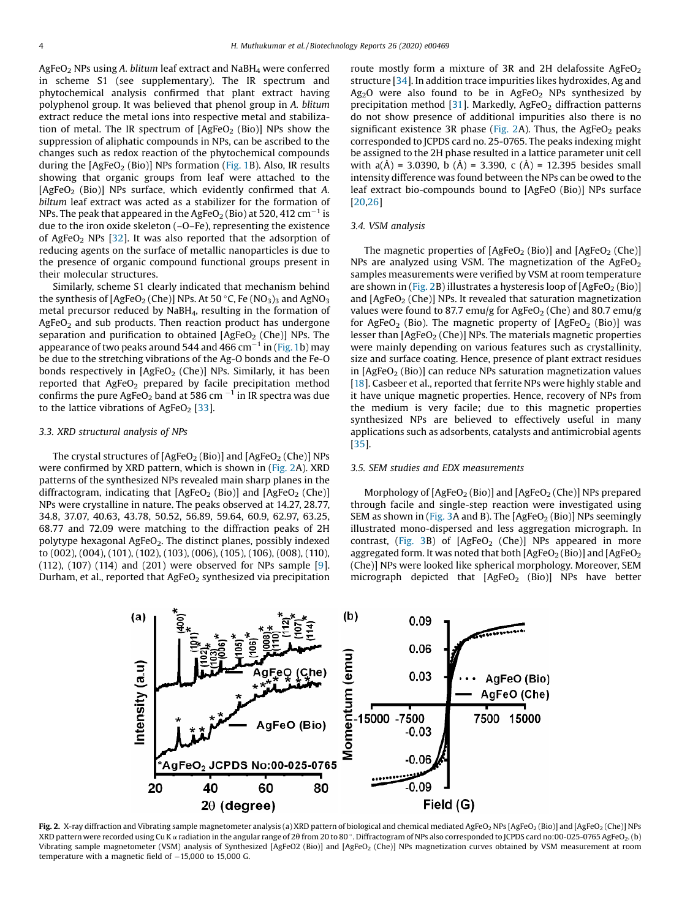$AgFeO_2$ NPs using *A. blitum* leaf extract and $NaBH_4$ were conferred in scheme S1 (see supplementary). The IR spectrum and phytochemical analysis confirmed that plant extract having polyphenol group. It was believed that phenol group in *A. blitum* extract reduce the metal ions into respective metal and stabilization of metal. The IR spectrum of [$AgFeO_2$ (Bio)] NPs show the suppression of aliphatic compounds in NPs, can be ascribed to the changes such as redox reaction of the phytochemical compounds during the [$AgFeO_2$ (Bio)] NPs formation (Fig. 1B). Also, IR results showing that organic groups from leaf were attached to the [$AgFeO_2$ (Bio)] NPs surface, which evidently confirmed that *A. biltum* leaf extract was acted as a stabilizer for the formation of NPs. The peak that appeared in the $AgFeO_2$ (Bio) at 520, 412 $cm^{-1}$ is due to the iron oxide skeleton (–O–Fe), representing the existence of $AgFeO_2$ NPs [32]. It was also reported that the adsorption of reducing agents on the surface of metallic nanoparticles is due to the presence of organic compound functional groups present in their molecular structures.

Similarly, scheme S1 clearly indicated that mechanism behind the synthesis of [$AgFeO_2$ (Che)] NPs. At 50 °C, Fe $(NO_3)_3$ and $AgNO_3$ metal precursor reduced by $NaBH_4$, resulting in the formation of $AgFeO_2$ and sub products. Then reaction product has undergone separation and purification to obtained [$AgFeO_2$ (Che)] NPs. The appearance of two peaks around 544 and 466 $cm^{-1}$ in (Fig. 1b) may be due to the stretching vibrations of the Ag-O bonds and the Fe-O bonds respectively in [$AgFeO_2$ (Che)] NPs. Similarly, it has been reported that $AgFeO_2$ prepared by facile precipitation method confirms the pure $AgFeO_2$ band at 586 $cm^{-1}$ in IR spectra was due to the lattice vibrations of $AgFeO_2$ [33].

### 3.3. XRD structural analysis of NPs

The crystal structures of [$AgFeO_2$ (Bio)] and [$AgFeO_2$ (Che)] NPs were confirmed by XRD pattern, which is shown in (Fig. 2A). XRD patterns of the synthesized NPs revealed main sharp planes in the diffractogram, indicating that [$AgFeO_2$ (Bio)] and [$AgFeO_2$ (Che)] NPs were crystalline in nature. The peaks observed at 14.27, 28.77, 34.8, 37.07, 40.63, 43.78, 50.52, 56.89, 59.64, 60.9, 62.97, 63.25, 68.77 and 72.09 were matching to the diffraction peaks of 2H polytype hexagonal $AgFeO_2$. The distinct planes, possibly indexed to (002), (004), (101), (102), (103), (006), (105), (106), (008), (110), (112), (107) (114) and (201) were observed for NPs sample [9]. Durham, et al., reported that $AgFeO_2$ synthesized via precipitation route mostly form a mixture of 3R and 2H delafossite $AgFeO_2$ structure [34]. In addition trace impurities likes hydroxides, Ag and $Ag_2O$ were also found to be in $AgFeO_2$ NPs synthesized by precipitation method [31]. Markedly, $AgFeO_2$ diffraction patterns do not show presence of additional impurities also there is no significant existence 3R phase (Fig. 2A). Thus, the $AgFeO_2$ peaks corresponded to JCPDS card no. 25-0765. The peaks indexing might be assigned to the 2H phase resulted in a lattice parameter unit cell with a(Å) = 3.0390, b (Å) = 3.390, c (Å) = 12.395 besides small intensity difference was found between the NPs can be owed to the leaf extract bio-compounds bound to [AgFeO (Bio)] NPs surface [20,26]

### 3.4. VSM analysis

The magnetic properties of [$AgFeO_2$ (Bio)] and [$AgFeO_2$ (Che)] NPs are analyzed using VSM. The magnetization of the $AgFeO_2$ samples measurements were verified by VSM at room temperature are shown in (Fig. 2B) illustrates a hysteresis loop of [$AgFeO_2$ (Bio)] and [$AgFeO_2$ (Che)] NPs. It revealed that saturation magnetization values were found to 87.7 emu/g for $AgFeO_2$ (Che) and 80.7 emu/g for $AgFeO_2$ (Bio). The magnetic property of [$AgFeO_2$ (Bio)] was lesser than [$AgFeO_2$ (Che)] NPs. The materials magnetic properties were mainly depending on various features such as crystallinity, size and surface coating. Hence, presence of plant extract residues in [$AgFeO_2$ (Bio)] can reduce NPs saturation magnetization values [18]. Casbeer et al., reported that ferrite NPs were highly stable and it have unique magnetic properties. Hence, recovery of NPs from the medium is very facile; due to this magnetic properties synthesized NPs are believed to effectively useful in many applications such as adsorbents, catalysts and antimicrobial agents [35].

### 3.5. SEM studies and EDX measurements

Morphology of [$AgFeO_2$ (Bio)] and [$AgFeO_2$ (Che)] NPs prepared through facile and single-step reaction were investigated using SEM as shown in (Fig. 3A and B). The [$AgFeO_2$ (Bio)] NPs seemingly illustrated mono-dispersed and less aggregation micrograph. In contrast, (Fig. 3B) of [$AgFeO_2$ (Che)] NPs appeared in more aggregated form. It was noted that both [$AgFeO_2$ (Bio)] and [$AgFeO_2$ (Che)] NPs were looked like spherical morphology. Moreover, SEM micrograph depicted that [$AgFeO_2$ (Bio)] NPs have better

**Fig. 2.** X-ray diffraction and Vibrating sample magnetometer analysis (a) XRD pattern of biological and chemical mediated $AgFeO_2$ NPs [$AgFeO_2$ (Bio)] and [$AgFeO_2$ (Che)] NPs XRD pattern were recorded using Cu K α radiation in the angular range of 2θ from 20 to 80 °. Diffractogram of NPs also corresponded to JCPDS card no:00-025-0765 $AgFeO_2$. (b) Vibrating sample magnetometer (VSM) analysis of Synthesized [AgFeO2 (Bio)] and [$AgFeO_2$ (Che)] NPs magnetization curves obtained by VSM measurement at room temperature with a magnetic field of −15,000 to 15,000 G.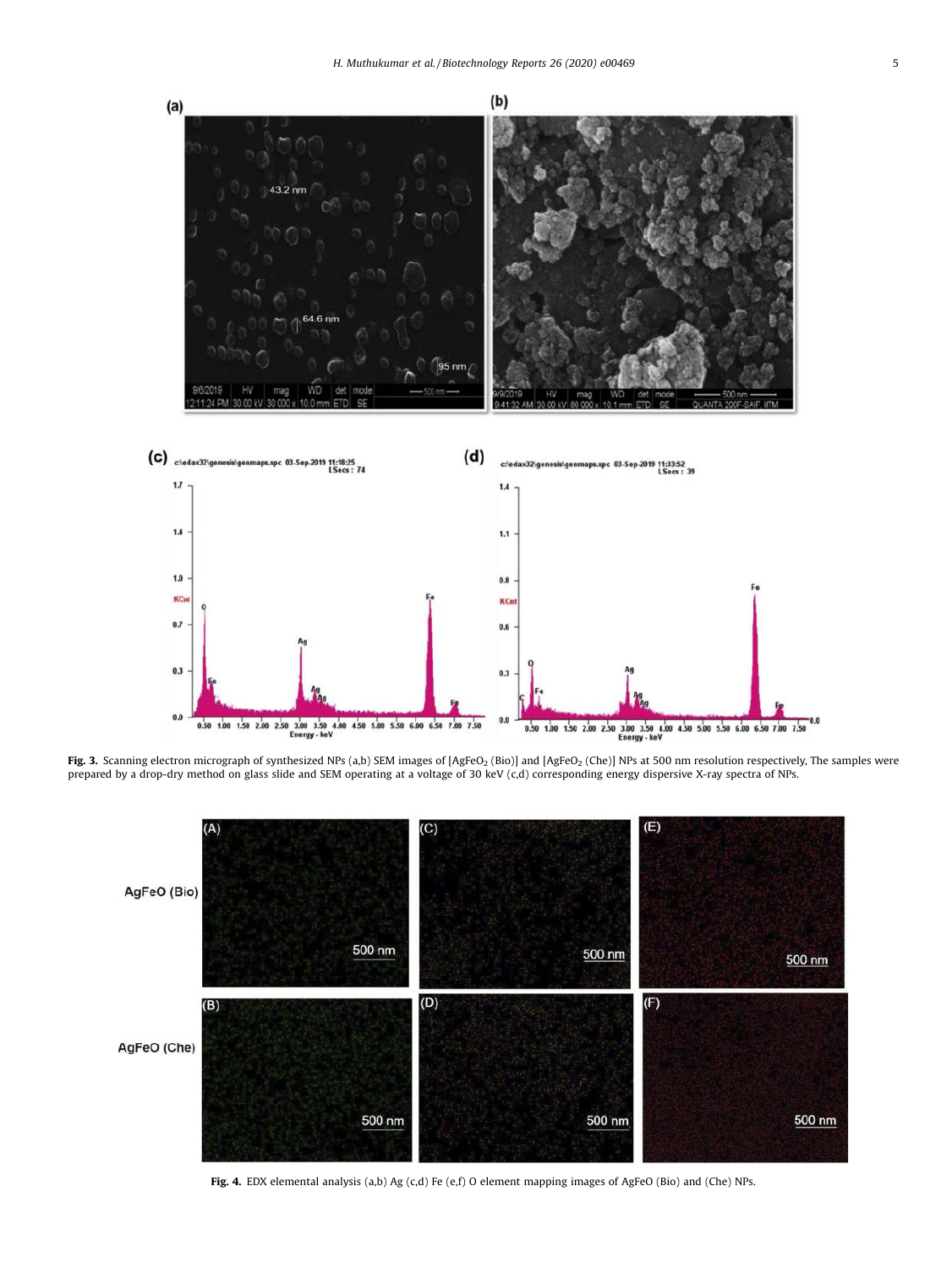**Fig. 3.** Scanning electron micrograph of synthesized NPs (a,b) SEM images of [$AgFeO_2$ (Bio)] and [$AgFeO_2$ (Che)] NPs at 500 nm resolution respectively, The samples were prepared by a drop-dry method on glass slide and SEM operating at a voltage of 30 keV (c,d) corresponding energy dispersive X-ray spectra of NPs.

**Fig. 4.** EDX elemental analysis (a,b) Ag (c,d) Fe (e,f) O element mapping images of AgFeO (Bio) and (Che) NPs.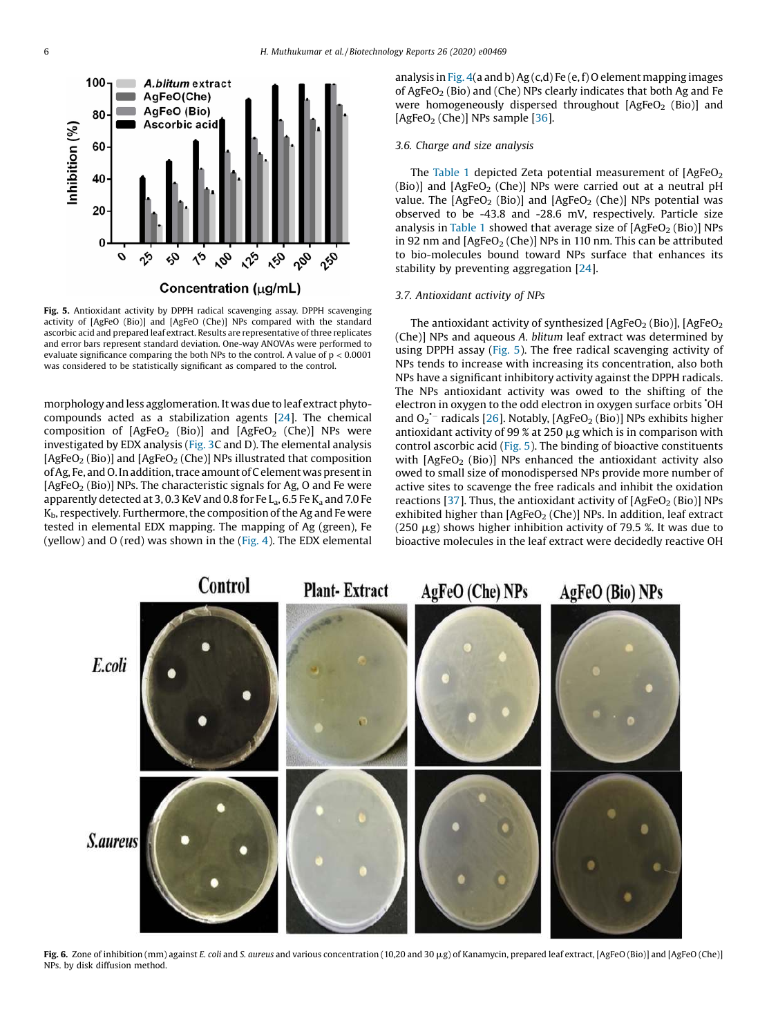Fig. 5. Antioxidant activity by DPPH radical scavenging assay. DPPH scavenging activity of [AgFeO (Bio)] and [AgFeO (Che)] NPs compared with the standard ascorbic acid and prepared leaf extract. Results are representative of three replicates and error bars represent standard deviation. One-way ANOVAs were performed to evaluate significance comparing the both NPs to the control. A value of $p < 0.0001$ was considered to be statistically significant as compared to the control.

morphology and less agglomeration. It was due to leaf extract phyto-compounds acted as a stabilization agents [24]. The chemical composition of [$AgFeO_2$ (Bio)] and [$AgFeO_2$ (Che)] NPs were investigated by EDX analysis (Fig. 3C and D). The elemental analysis [$AgFeO_2$ (Bio)] and [$AgFeO_2$ (Che)] NPs illustrated that composition of Ag, Fe, and O. In addition, trace amount of C element was present in [$AgFeO_2$ (Bio)] NPs. The characteristic signals for Ag, O and Fe were apparently detected at 3, 0.3 KeV and 0.8 for Fe $L_a$, 6.5 Fe $K_a$ and 7.0 Fe $K_b$, respectively. Furthermore, the composition of the Ag and Fe were tested in elemental EDX mapping. The mapping of Ag (green), Fe (yellow) and O (red) was shown in the (Fig. 4). The EDX elemental analysis in Fig. 4(a and b) Ag (c,d) Fe (e, f) O element mapping images of $AgFeO_2$ (Bio) and (Che) NPs clearly indicates that both Ag and Fe were homogeneously dispersed throughout [$AgFeO_2$ (Bio)] and [$AgFeO_2$ (Che)] NPs sample [36].

### 3.6. Charge and size analysis

The Table 1 depicted Zeta potential measurement of [$AgFeO_2$ (Bio)] and [$AgFeO_2$ (Che)] NPs were carried out at a neutral pH value. The [$AgFeO_2$ (Bio)] and [$AgFeO_2$ (Che)] NPs potential was observed to be -43.8 and -28.6 mV, respectively. Particle size analysis in Table 1 showed that average size of [$AgFeO_2$ (Bio)] NPs in 92 nm and [$AgFeO_2$ (Che)] NPs in 110 nm. This can be attributed to bio-molecules bound toward NPs surface that enhances its stability by preventing aggregation [24].

### 3.7. Antioxidant activity of NPs

The antioxidant activity of synthesized [$AgFeO_2$ (Bio)], [$AgFeO_2$ (Che)] NPs and aqueous *A. blitum* leaf extract was determined by using DPPH assay (Fig. 5). The free radical scavenging activity of NPs tends to increase with increasing its concentration, also both NPs have a significant inhibitory activity against the DPPH radicals. The NPs antioxidant activity was owed to the shifting of the electron in oxygen to the odd electron in oxygen surface orbits $^{\bullet}OH$ and $O_2^{\bullet-}$ radicals [26]. Notably, [$AgFeO_2$ (Bio)] NPs exhibits higher antioxidant activity of 99 % at 250 μg which is in comparison with control ascorbic acid (Fig. 5). The binding of bioactive constituents with [$AgFeO_2$ (Bio)] NPs enhanced the antioxidant activity also owed to small size of monodispersed NPs provide more number of active sites to scavenge the free radicals and inhibit the oxidation reactions [37]. Thus, the antioxidant activity of [$AgFeO_2$ (Bio)] NPs exhibited higher than [$AgFeO_2$ (Che)] NPs. In addition, leaf extract (250 μg) shows higher inhibition activity of 79.5 %. It was due to bioactive molecules in the leaf extract were decidedly reactive OH

Fig. 6. Zone of inhibition (mm) against *E. coli* and *S. aureus* and various concentration (10,20 and 30 μg) of Kanamycin, prepared leaf extract, [AgFeO (Bio)] and [AgFeO (Che)] NPs. by disk diffusion method.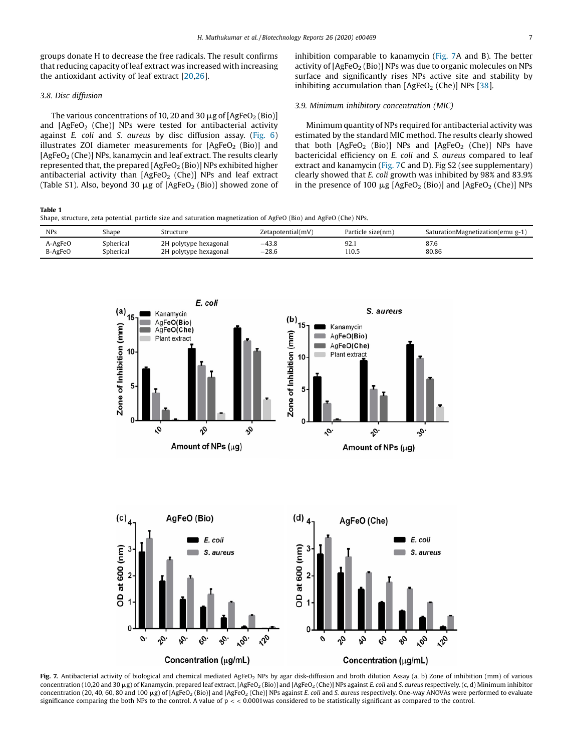groups donate H to decrease the free radicals. The result confirms that reducing capacity of leaf extract was increased with increasing the antioxidant activity of leaf extract [20,26].

### 3.8. Disc diffusion

The various concentrations of 10, 20 and 30 μg of [$AgFeO_2$ (Bio)] and [$AgFeO_2$ (Che)] NPs were tested for antibacterial activity against *E. coli* and *S. aureus* by disc diffusion assay. (Fig. 6) illustrates ZOI diameter measurements for [$AgFeO_2$ (Bio)] and [$AgFeO_2$ (Che)] NPs, kanamycin and leaf extract. The results clearly represented that, the prepared [$AgFeO_2$ (Bio)] NPs exhibited higher antibacterial activity than [$AgFeO_2$ (Che)] NPs and leaf extract (Table S1). Also, beyond 30 μg of [$AgFeO_2$ (Bio)] showed zone of inhibition comparable to kanamycin (Fig. 7A and B). The better activity of [$AgFeO_2$ (Bio)] NPs was due to organic molecules on NPs surface and significantly rises NPs active site and stability by inhibiting accumulation than [$AgFeO_2$ (Che)] NPs [38].

### 3.9. Minimum inhibitory concentration (MIC)

Minimum quantity of NPs required for antibacterial activity was estimated by the standard MIC method. The results clearly showed that both [$AgFeO_2$ (Bio)] NPs and [$AgFeO_2$ (Che)] NPs have bactericidal efficiency on *E. coli* and *S. aureus* compared to leaf extract and kanamycin (Fig. 7C and D). Fig S2 (see supplementary) clearly showed that *E. coli* growth was inhibited by 98% and 83.9% in the presence of 100 μg [$AgFeO_2$ (Bio)] and [$AgFeO_2$ (Che)] NPs

**Table 1**
Shape, structure, zeta potential, particle size and saturation magnetization of AgFeO (Bio) and AgFeO (Che) NPs.

| NPs | Shape | Structure | Zetapotential(mV) | Particle size(nm) | SaturationMagnetization(emu g-1) |
|---|---|---|---|---|---|
| A-AgFeO | Spherical | 2H polytype hexagonal | −43.8 | 92.1 | 87.6 |
| B-AgFeO | Spherical | 2H polytype hexagonal | −28.6 | 110.5 | 80.86 |

**Fig. 7.** Antibacterial activity of biological and chemical mediated $AgFeO_2$ NPs by agar disk-diffusion and broth dilution Assay (a, b) Zone of inhibition (mm) of various concentration (10,20 and 30 μg) of Kanamycin, prepared leaf extract, [$AgFeO_2$ (Bio)] and [$AgFeO_2$ (Che)] NPs against *E. coli* and *S. aureus* respectively. (c, d) Minimum inhibitor concentration (20, 40, 60, 80 and 100 μg) of [$AgFeO_2$ (Bio)] and [$AgFeO_2$ (Che)] NPs against *E. coli* and *S. aureus* respectively. One-way ANOVAs were performed to evaluate significance comparing the both NPs to the control. A value of p < < 0.0001was considered to be statistically significant as compared to the control.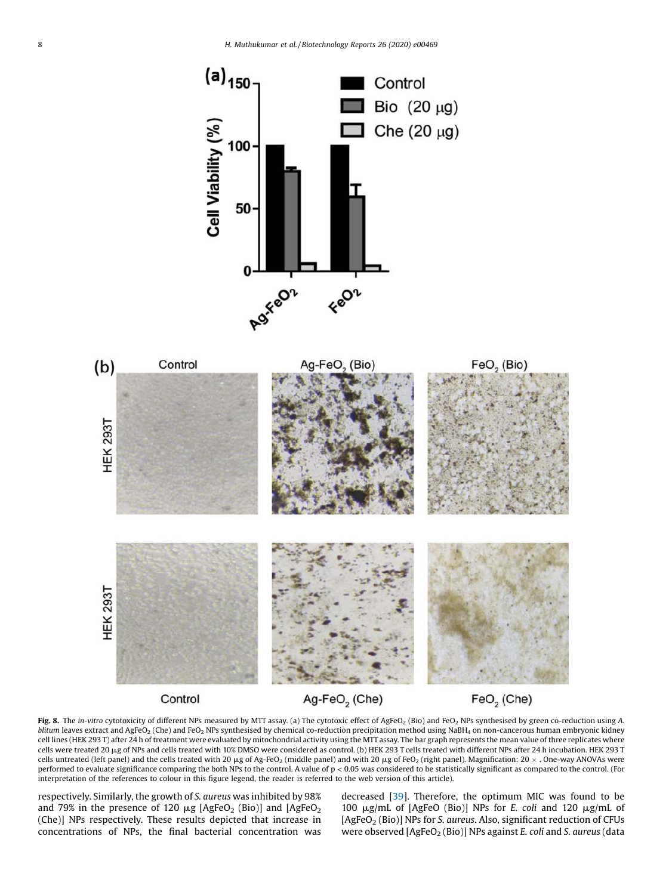**Fig. 8.** The *in-vitro* cytotoxicity of different NPs measured by MTT assay. (a) The cytotoxic effect of $AgFeO_2$ (Bio) and $FeO_2$ NPs synthesised by green co-reduction using *A. blitum* leaves extract and $AgFeO_2$ (Che) and $FeO_2$ NPs synthesised by chemical co-reduction precipitation method using $NaBH_4$ on non-cancerous human embryonic kidney cell lines (HEK 293 T) after 24 h of treatment were evaluated by mitochondrial activity using the MTT assay. The bar graph represents the mean value of three replicates where cells were treated 20 μg of NPs and cells treated with 10% DMSO were considered as control. (b) HEK 293 T cells treated with different NPs after 24 h incubation. HEK 293 T cells untreated (left panel) and the cells treated with 20 μg of Ag-$FeO_2$ (middle panel) and with 20 μg of $FeO_2$ (right panel). Magnification: 20 × . One-way ANOVAs were performed to evaluate significance comparing the both NPs to the control. A value of $p < 0.05$ was considered to be statistically significant as compared to the control. (For interpretation of the references to colour in this figure legend, the reader is referred to the web version of this article).

respectively. Similarly, the growth of *S. aureus* was inhibited by 98% and 79% in the presence of 120 μg [$AgFeO_2$ (Bio)] and [$AgFeO_2$ (Che)] NPs respectively. These results depicted that increase in concentrations of NPs, the final bacterial concentration was decreased [39]. Therefore, the optimum MIC was found to be 100 μg/mL of [AgFeO (Bio)] NPs for *E. coli* and 120 μg/mL of [$AgFeO_2$ (Bio)] NPs for *S. aureus*. Also, significant reduction of CFUs were observed [$AgFeO_2$ (Bio)] NPs against *E. coli* and *S. aureus* (data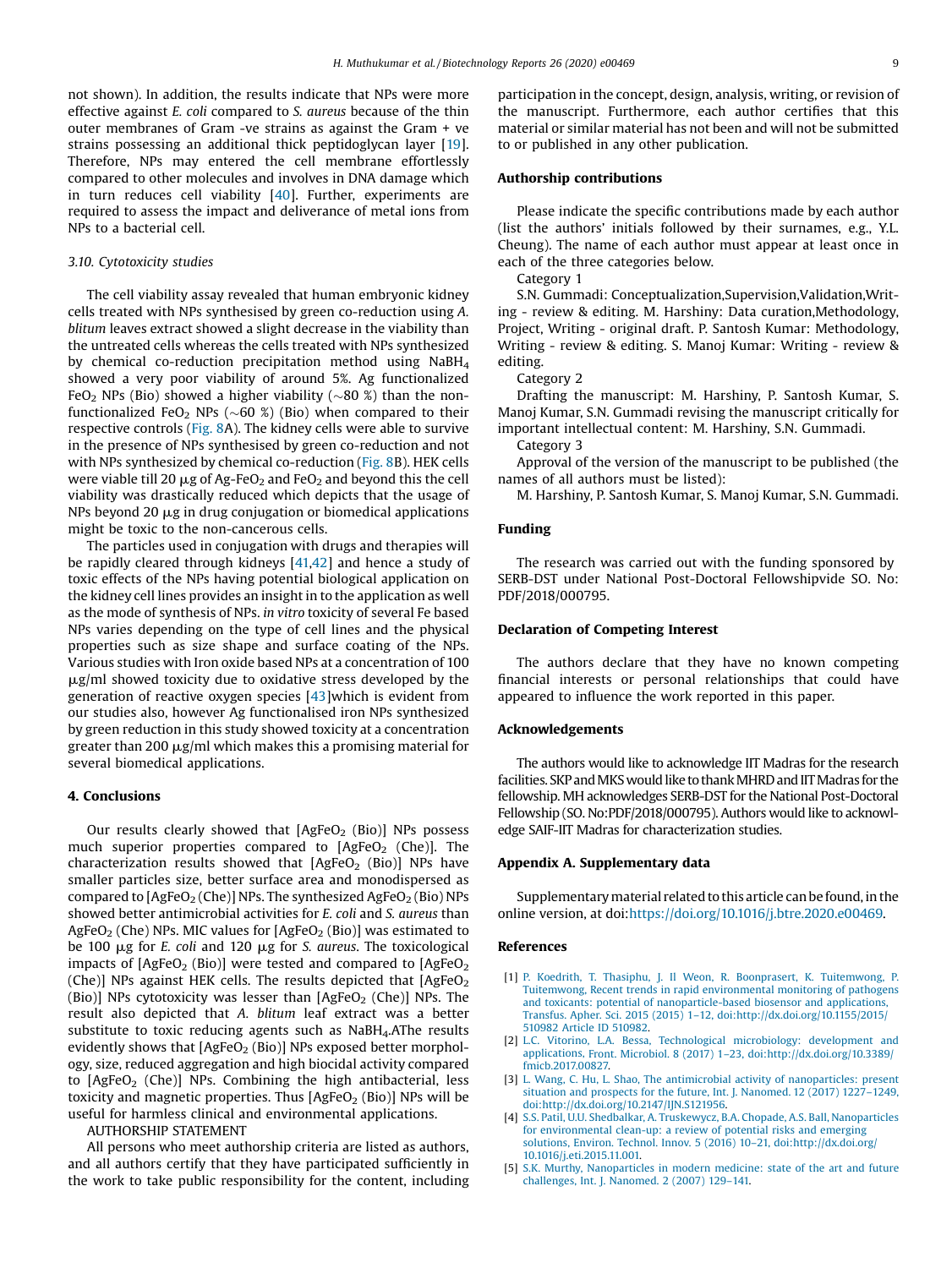not shown). In addition, the results indicate that NPs were more effective against *E. coli* compared to *S. aureus* because of the thin outer membranes of Gram -ve strains as against the Gram + ve strains possessing an additional thick peptidoglycan layer [19]. Therefore, NPs may entered the cell membrane effortlessly compared to other molecules and involves in DNA damage which in turn reduces cell viability [40]. Further, experiments are required to assess the impact and deliverance of metal ions from NPs to a bacterial cell.

### 3.10. Cytotoxicity studies

The cell viability assay revealed that human embryonic kidney cells treated with NPs synthesised by green co-reduction using *A. blitum* leaves extract showed a slight decrease in the viability than the untreated cells whereas the cells treated with NPs synthesized by chemical co-reduction precipitation method using $NaBH_4$ showed a very poor viability of around 5%. Ag functionalized $FeO_2$ NPs (Bio) showed a higher viability (~80 %) than the non-functionalized $FeO_2$ NPs (~60 %) (Bio) when compared to their respective controls (Fig. 8A). The kidney cells were able to survive in the presence of NPs synthesised by green co-reduction and not with NPs synthesized by chemical co-reduction (Fig. 8B). HEK cells were viable till 20 μg of Ag-$FeO_2$ and $FeO_2$ and beyond this the cell viability was drastically reduced which depicts that the usage of NPs beyond 20 μg in drug conjugation or biomedical applications might be toxic to the non-cancerous cells.

The particles used in conjugation with drugs and therapies will be rapidly cleared through kidneys [41,42] and hence a study of toxic effects of the NPs having potential biological application on the kidney cell lines provides an insight in to the application as well as the mode of synthesis of NPs. *in vitro* toxicity of several Fe based NPs varies depending on the type of cell lines and the physical properties such as size shape and surface coating of the NPs. Various studies with Iron oxide based NPs at a concentration of 100 μg/ml showed toxicity due to oxidative stress developed by the generation of reactive oxygen species [43]which is evident from our studies also, however Ag functionalised iron NPs synthesized by green reduction in this study showed toxicity at a concentration greater than 200 μg/ml which makes this a promising material for several biomedical applications.

## 4. Conclusions

Our results clearly showed that [$AgFeO_2$ (Bio)] NPs possess much superior properties compared to [$AgFeO_2$ (Che)]. The characterization results showed that [$AgFeO_2$ (Bio)] NPs have smaller particles size, better surface area and monodispersed as compared to [$AgFeO_2$ (Che)] NPs. The synthesized $AgFeO_2$ (Bio) NPs showed better antimicrobial activities for *E. coli* and *S. aureus* than $AgFeO_2$ (Che) NPs. MIC values for [$AgFeO_2$ (Bio)] was estimated to be 100 μg for *E. coli* and 120 μg for *S. aureus*. The toxicological impacts of [$AgFeO_2$ (Bio)] were tested and compared to [$AgFeO_2$ (Che)] NPs against HEK cells. The results depicted that [$AgFeO_2$ (Bio)] NPs cytotoxicity was lesser than [$AgFeO_2$ (Che)] NPs. The result also depicted that *A. blitum* leaf extract was a better substitute to toxic reducing agents such as $NaBH_4$.AThe results evidently shows that [$AgFeO_2$ (Bio)] NPs exposed better morphology, size, reduced aggregation and high biocidal activity compared to [$AgFeO_2$ (Che)] NPs. Combining the high antibacterial, less toxicity and magnetic properties. Thus [$AgFeO_2$ (Bio)] NPs will be useful for harmless clinical and environmental applications.

AUTHORSHIP STATEMENT

All persons who meet authorship criteria are listed as authors, and all authors certify that they have participated sufficiently in the work to take public responsibility for the content, including participation in the concept, design, analysis, writing, or revision of the manuscript. Furthermore, each author certifies that this material or similar material has not been and will not be submitted to or published in any other publication.

## Authorship contributions

Please indicate the specific contributions made by each author (list the authors' initials followed by their surnames, e.g., Y.L. Cheung). The name of each author must appear at least once in each of the three categories below.

Category 1

S.N. Gummadi: Conceptualization,Supervision,Validation,Writing - review & editing. M. Harshiny: Data curation,Methodology, Project, Writing - original draft. P. Santosh Kumar: Methodology, Writing - review & editing. S. Manoj Kumar: Writing - review & editing.

Category 2

Drafting the manuscript: M. Harshiny, P. Santosh Kumar, S. Manoj Kumar, S.N. Gummadi revising the manuscript critically for important intellectual content: M. Harshiny, S.N. Gummadi.

Category 3

Approval of the version of the manuscript to be published (the names of all authors must be listed):

M. Harshiny, P. Santosh Kumar, S. Manoj Kumar, S.N. Gummadi.

## Funding

The research was carried out with the funding sponsored by SERB-DST under National Post-Doctoral Fellowshipvide SO. No: PDF/2018/000795.

## Declaration of Competing Interest

The authors declare that they have no known competing financial interests or personal relationships that could have appeared to influence the work reported in this paper.

## Acknowledgements

The authors would like to acknowledge IIT Madras for the research facilities. SKP and MKS would like to thank MHRD and IIT Madras for the fellowship. MH acknowledges SERB-DST for the National Post-Doctoral Fellowship (SO. No:PDF/2018/000795). Authors would like to acknowledge SAIF-IIT Madras for characterization studies.

## Appendix A. Supplementary data

Supplementary material related to this article can be found, in the online version, at doi:https://doi.org/10.1016/j.btre.2020.e00469.

## References

[1] P. Koedrith, T. Thasiphu, J. Il Weon, R. Boonprasert, K. Tuitemwong, P. Tuitemwong, Recent trends in rapid environmental monitoring of pathogens and toxicants: potential of nanoparticle-based biosensor and applications, Transfus. Apher. Sci. 2015 (2015) 1–12, doi:http://dx.doi.org/10.1155/2015/510982 Article ID 510982.

[2] L.C. Vitorino, L.A. Bessa, Technological microbiology: development and applications, Front. Microbiol. 8 (2017) 1–23, doi:http://dx.doi.org/10.3389/fmicb.2017.00827.

[3] L. Wang, C. Hu, L. Shao, The antimicrobial activity of nanoparticles: present situation and prospects for the future, Int. J. Nanomed. 12 (2017) 1227–1249, doi:http://dx.doi.org/10.2147/IJN.S121956.

[4] S.S. Patil, U.U. Shedbalkar, A. Truskewycz, B.A. Chopade, A.S. Ball, Nanoparticles for environmental clean-up: a review of potential risks and emerging solutions, Environ. Technol. Innov. 5 (2016) 10–21, doi:http://dx.doi.org/10.1016/j.eti.2015.11.001.

[5] S.K. Murthy, Nanoparticles in modern medicine: state of the art and future challenges, Int. J. Nanomed. 2 (2007) 129–141.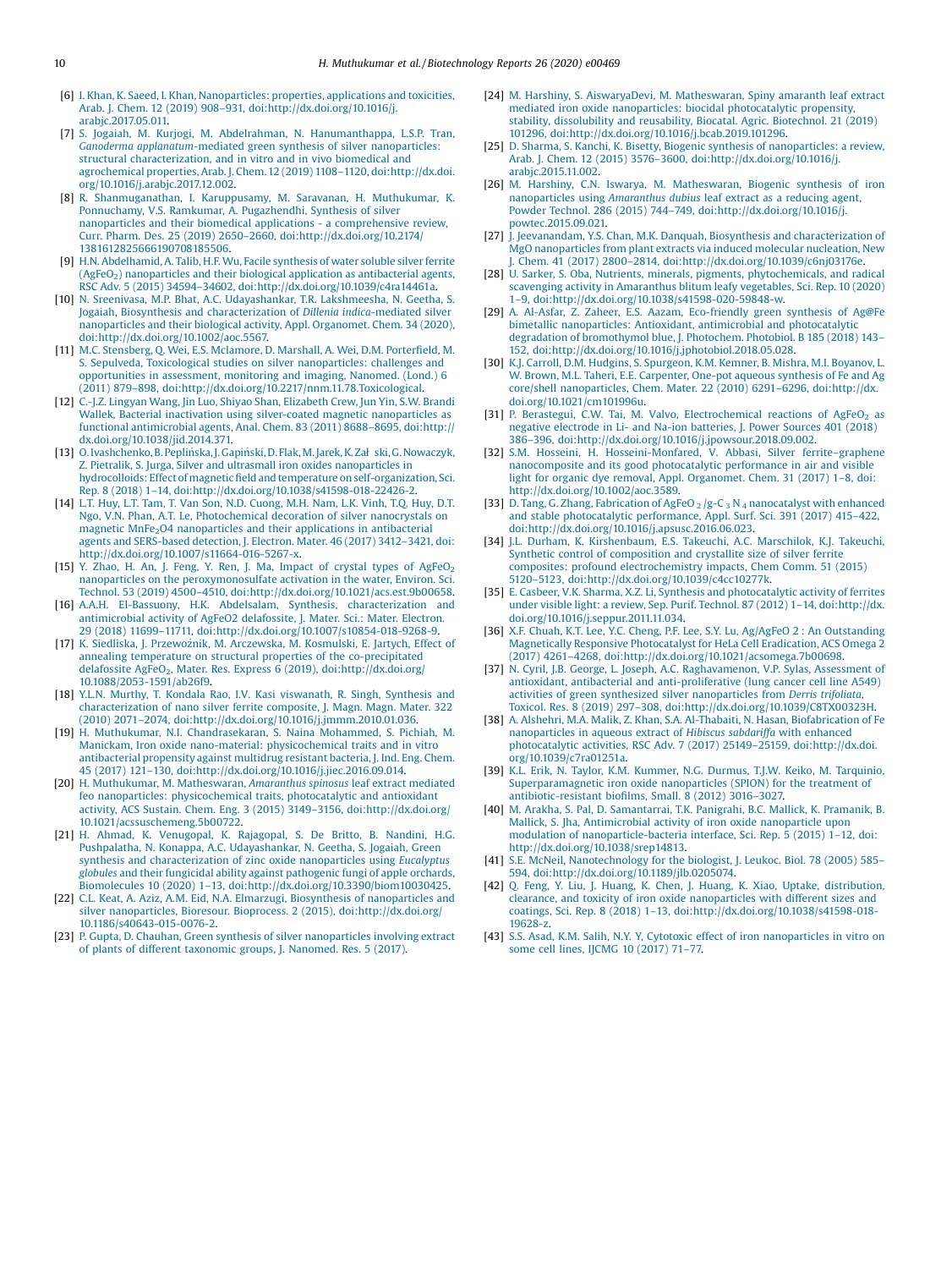[6] I. Khan, K. Saeed, I. Khan, Nanoparticles: properties, applications and toxicities, Arab. J. Chem. 12 (2019) 908–931, doi:http://dx.doi.org/10.1016/j.arabjc.2017.05.011.

[7] S. Jogaiah, M. Kurjogi, M. Abdelrahman, N. Hanumanthappa, L.S.P. Tran, *Ganoderma applanatum*-mediated green synthesis of silver nanoparticles: structural characterization, and in vitro and in vivo biomedical and agrochemical properties, Arab. J. Chem. 12 (2019) 1108–1120, doi:http://dx.doi.org/10.1016/j.arabjc.2017.12.002.

[8] R. Shanmuganathan, I. Karuppusamy, M. Saravanan, H. Muthukumar, K. Ponnuchamy, V.S. Ramkumar, A. Pugazhendhi, Synthesis of silver nanoparticles and their biomedical applications - a comprehensive review, Curr. Pharm. Des. 25 (2019) 2650–2660, doi:http://dx.doi.org/10.2174/1381612825666190708185506.

[9] H.N. Abdelhamid, A. Talib, H.F. Wu, Facile synthesis of water soluble silver ferrite ($AgFeO_2$) nanoparticles and their biological application as antibacterial agents, RSC Adv. 5 (2015) 34594–34602, doi:http://dx.doi.org/10.1039/c4ra14461a.

[10] N. Sreenivasa, M.P. Bhat, A.C. Udayashankar, T.R. Lakshmeesha, N. Geetha, S. Jogaiah, Biosynthesis and characterization of *Dillenia indica*-mediated silver nanoparticles and their biological activity, Appl. Organomet. Chem. 34 (2020), doi:http://dx.doi.org/10.1002/aoc.5567.

[11] M.C. Stensberg, Q. Wei, E.S. Mclamore, D. Marshall, A. Wei, D.M. Porterfield, M. S. Sepulveda, Toxicological studies on silver nanoparticles: challenges and opportunities in assessment, monitoring and imaging, Nanomed. (Lond.) 6 (2011) 879–898, doi:http://dx.doi.org/10.2217/nnm.11.78.Toxicological.

[12] C.-J.Z. Lingyan Wang, Jin Luo, Shiyao Shan, Elizabeth Crew, Jun Yin, S.W. Brandi Wallek, Bacterial inactivation using silver-coated magnetic nanoparticles as functional antimicrobial agents, Anal. Chem. 83 (2011) 8688–8695, doi:http://dx.doi.org/10.1038/jid.2014.371.

[13] O. Ivashchenko, B. Peplińska, J. Gapiński, D. Flak, M. Jarek, K. Zał ski, G. Nowaczyk, Z. Pietralik, S. Jurga, Silver and ultrasmall iron oxides nanoparticles in hydrocolloids: Effect of magnetic field and temperature on self-organization, Sci. Rep. 8 (2018) 1–14, doi:http://dx.doi.org/10.1038/s41598-018-22426-2.

[14] L.T. Huy, L.T. Tam, T. Van Son, N.D. Cuong, M.H. Nam, L.K. Vinh, T.Q. Huy, D.T. Ngo, V.N. Phan, A.T. Le, Photochemical decoration of silver nanocrystals on magnetic $MnFe_2O4$ nanoparticles and their applications in antibacterial agents and SERS-based detection, J. Electron. Mater. 46 (2017) 3412–3421, doi:http://dx.doi.org/10.1007/s11664-016-5267-x.

[15] Y. Zhao, H. An, J. Feng, Y. Ren, J. Ma, Impact of crystal types of $AgFeO_2$ nanoparticles on the peroxymonosulfate activation in the water, Environ. Sci. Technol. 53 (2019) 4500–4510, doi:http://dx.doi.org/10.1021/acs.est.9b00658.

[16] A.A.H. El-Bassuony, H.K. Abdelsalam, Synthesis, characterization and antimicrobial activity of AgFeO2 delafossite, J. Mater. Sci.: Mater. Electron. 29 (2018) 11699–11711, doi:http://dx.doi.org/10.1007/s10854-018-9268-9.

[17] K. Siedliska, J. Przewoźnik, M. Arczewska, M. Kosmulski, E. Jartych, Effect of annealing temperature on structural properties of the co-precipitated delafossite $AgFeO_2$, Mater. Res. Express 6 (2019), doi:http://dx.doi.org/10.1088/2053-1591/ab26f9.

[18] Y.L.N. Murthy, T. Kondala Rao, I.V. Kasi viswanath, R. Singh, Synthesis and characterization of nano silver ferrite composite, J. Magn. Magn. Mater. 322 (2010) 2071–2074, doi:http://dx.doi.org/10.1016/j.jmmm.2010.01.036.

[19] H. Muthukumar, N.I. Chandrasekaran, S. Naina Mohammed, S. Pichiah, M. Manickam, Iron oxide nano-material: physicochemical traits and in vitro antibacterial propensity against multidrug resistant bacteria, J. Ind. Eng. Chem. 45 (2017) 121–130, doi:http://dx.doi.org/10.1016/j.jiec.2016.09.014.

[20] H. Muthukumar, M. Matheswaran, *Amaranthus spinosus* leaf extract mediated feo nanoparticles: physicochemical traits, photocatalytic and antioxidant activity, ACS Sustain. Chem. Eng. 3 (2015) 3149–3156, doi:http://dx.doi.org/10.1021/acssuschemeng.5b00722.

[21] H. Ahmad, K. Venugopal, K. Rajagopal, S. De Britto, B. Nandini, H.G. Pushpalatha, N. Konappa, A.C. Udayashankar, N. Geetha, S. Jogaiah, Green synthesis and characterization of zinc oxide nanoparticles using *Eucalyptus globules* and their fungicidal ability against pathogenic fungi of apple orchards, Biomolecules 10 (2020) 1–13, doi:http://dx.doi.org/10.3390/biom10030425.

[22] C.L. Keat, A. Aziz, A.M. Eid, N.A. Elmarzugi, Biosynthesis of nanoparticles and silver nanoparticles, Bioresour. Bioprocess. 2 (2015), doi:http://dx.doi.org/10.1186/s40643-015-0076-2.

[23] P. Gupta, D. Chauhan, Green synthesis of silver nanoparticles involving extract of plants of different taxonomic groups, J. Nanomed. Res. 5 (2017).

[24] M. Harshiny, S. AiswaryaDevi, M. Matheswaran, Spiny amaranth leaf extract mediated iron oxide nanoparticles: biocidal photocatalytic propensity, stability, dissolubility and reusability, Biocatal. Agric. Biotechnol. 21 (2019) 101296, doi:http://dx.doi.org/10.1016/j.bcab.2019.101296.

[25] D. Sharma, S. Kanchi, K. Bisetty, Biogenic synthesis of nanoparticles: a review, Arab. J. Chem. 12 (2015) 3576–3600, doi:http://dx.doi.org/10.1016/j.arabjc.2015.11.002.

[26] M. Harshiny, C.N. Iswarya, M. Matheswaran, Biogenic synthesis of iron nanoparticles using *Amaranthus dubius* leaf extract as a reducing agent, Powder Technol. 286 (2015) 744–749, doi:http://dx.doi.org/10.1016/j.powtec.2015.09.021.

[27] J. Jeevanandam, Y.S. Chan, M.K. Danquah, Biosynthesis and characterization of MgO nanoparticles from plant extracts via induced molecular nucleation, New J. Chem. 41 (2017) 2800–2814, doi:http://dx.doi.org/10.1039/c6nj03176e.

[28] U. Sarker, S. Oba, Nutrients, minerals, pigments, phytochemicals, and radical scavenging activity in Amaranthus blitum leafy vegetables, Sci. Rep. 10 (2020) 1–9, doi:http://dx.doi.org/10.1038/s41598-020-59848-w.

[29] A. Al-Asfar, Z. Zaheer, E.S. Aazam, Eco-friendly green synthesis of Ag@Fe bimetallic nanoparticles: Antioxidant, antimicrobial and photocatalytic degradation of bromothymol blue, J. Photochem. Photobiol. B 185 (2018) 143–152, doi:http://dx.doi.org/10.1016/j.jphotobiol.2018.05.028.

[30] K.J. Carroll, D.M. Hudgins, S. Spurgeon, K.M. Kemner, B. Mishra, M.I. Boyanov, L. W. Brown, M.L. Taheri, E.E. Carpenter, One-pot aqueous synthesis of Fe and Ag core/shell nanoparticles, Chem. Mater. 22 (2010) 6291–6296, doi:http://dx.doi.org/10.1021/cm101996u.

[31] P. Berastegui, C.W. Tai, M. Valvo, Electrochemical reactions of $AgFeO_2$ as negative electrode in Li- and Na-ion batteries, J. Power Sources 401 (2018) 386–396, doi:http://dx.doi.org/10.1016/j.jpowsour.2018.09.002.

[32] S.M. Hosseini, H. Hosseini-Monfared, V. Abbasi, Silver ferrite–graphene nanocomposite and its good photocatalytic performance in air and visible light for organic dye removal, Appl. Organomet. Chem. 31 (2017) 1–8, doi:http://dx.doi.org/10.1002/aoc.3589.

[33] D. Tang, G. Zhang, Fabrication of $AgFeO_2$/g-$C_3N_4$ nanocatalyst with enhanced and stable photocatalytic performance, Appl. Surf. Sci. 391 (2017) 415–422, doi:http://dx.doi.org/10.1016/j.apsusc.2016.06.023.

[34] J.L. Durham, K. Kirshenbaum, E.S. Takeuchi, A.C. Marschilok, K.J. Takeuchi, Synthetic control of composition and crystallite size of silver ferrite composites: profound electrochemistry impacts, Chem Comm. 51 (2015) 5120–5123, doi:http://dx.doi.org/10.1039/c4cc10277k.

[35] E. Casbeer, V.K. Sharma, X.Z. Li, Synthesis and photocatalytic activity of ferrites under visible light: a review, Sep. Purif. Technol. 87 (2012) 1–14, doi:http://dx.doi.org/10.1016/j.seppur.2011.11.034.

[36] X.F. Chuah, K.T. Lee, Y.C. Cheng, P.F. Lee, S.Y. Lu, Ag/AgFeO 2 : An Outstanding Magnetically Responsive Photocatalyst for HeLa Cell Eradication, ACS Omega 2 (2017) 4261–4268, doi:http://dx.doi.org/10.1021/acsomega.7b00698.

[37] N. Cyril, J.B. George, L. Joseph, A.C. Raghavamenon, V.P. Sylas, Assessment of antioxidant, antibacterial and anti-proliferative (lung cancer cell line A549) activities of green synthesized silver nanoparticles from *Derris trifoliata*, Toxicol. Res. 8 (2019) 297–308, doi:http://dx.doi.org/10.1039/C8TX00323H.

[38] A. Alshehri, M.A. Malik, Z. Khan, S.A. Al-Thabaiti, N. Hasan, Biofabrication of Fe nanoparticles in aqueous extract of *Hibiscus sabdariffa* with enhanced photocatalytic activities, RSC Adv. 7 (2017) 25149–25159, doi:http://dx.doi.org/10.1039/c7ra01251a.

[39] K.L. Erik, N. Taylor, K.M. Kummer, N.G. Durmus, T.J.W. Keiko, M. Tarquinio, Superparamagnetic iron oxide nanoparticles (SPION) for the treatment of antibiotic-resistant biofilms, Small. 8 (2012) 3016–3027.

[40] M. Arakha, S. Pal, D. Samantarrai, T.K. Panigrahi, B.C. Mallick, K. Pramanik, B. Mallick, S. Jha, Antimicrobial activity of iron oxide nanoparticle upon modulation of nanoparticle-bacteria interface, Sci. Rep. 5 (2015) 1–12, doi:http://dx.doi.org/10.1038/srep14813.

[41] S.E. McNeil, Nanotechnology for the biologist, J. Leukoc. Biol. 78 (2005) 585–594, doi:http://dx.doi.org/10.1189/jlb.0205074.

[42] Q. Feng, Y. Liu, J. Huang, K. Chen, J. Huang, K. Xiao, Uptake, distribution, clearance, and toxicity of iron oxide nanoparticles with different sizes and coatings, Sci. Rep. 8 (2018) 1–13, doi:http://dx.doi.org/10.1038/s41598-018-19628-z.

[43] S.S. Asad, K.M. Salih, N.Y. Y, Cytotoxic effect of iron nanoparticles in vitro on some cell lines, IJCMG 10 (2017) 71–77.